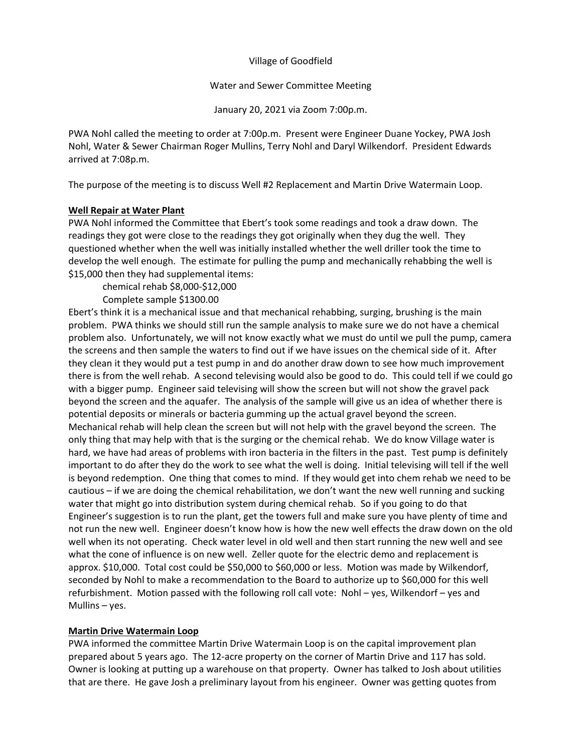Village of Goodfield

Water and Sewer Committee Meeting

January 20, 2021 via Zoom 7:00p.m.

PWA Nohl called the meeting to order at 7:00p.m. Present were Engineer Duane Yockey, PWA Josh Nohl, Water & Sewer Chairman Roger Mullins, Terry Nohl and Daryl Wilkendorf. President Edwards arrived at 7:08p.m.

The purpose of the meeting is to discuss Well #2 Replacement and Martin Drive Watermain Loop.

**Well Repair at Water Plant**

PWA Nohl informed the Committee that Ebert's took some readings and took a draw down. The readings they got were close to the readings they got originally when they dug the well. They questioned whether when the well was initially installed whether the well driller took the time to develop the well enough. The estimate for pulling the pump and mechanically rehabbing the well is $15,000 then they had supplemental items:

chemical rehab $8,000-$12,000

Complete sample $1300.00

Ebert's think it is a mechanical issue and that mechanical rehabbing, surging, brushing is the main problem. PWA thinks we should still run the sample analysis to make sure we do not have a chemical problem also. Unfortunately, we will not know exactly what we must do until we pull the pump, camera the screens and then sample the waters to find out if we have issues on the chemical side of it. After they clean it they would put a test pump in and do another draw down to see how much improvement there is from the well rehab. A second televising would also be good to do. This could tell if we could go with a bigger pump. Engineer said televising will show the screen but will not show the gravel pack beyond the screen and the aquafer. The analysis of the sample will give us an idea of whether there is potential deposits or minerals or bacteria gumming up the actual gravel beyond the screen. Mechanical rehab will help clean the screen but will not help with the gravel beyond the screen. The only thing that may help with that is the surging or the chemical rehab. We do know Village water is hard, we have had areas of problems with iron bacteria in the filters in the past. Test pump is definitely important to do after they do the work to see what the well is doing. Initial televising will tell if the well is beyond redemption. One thing that comes to mind. If they would get into chem rehab we need to be cautious – if we are doing the chemical rehabilitation, we don't want the new well running and sucking water that might go into distribution system during chemical rehab. So if you going to do that Engineer's suggestion is to run the plant, get the towers full and make sure you have plenty of time and not run the new well. Engineer doesn't know how is how the new well effects the draw down on the old well when its not operating. Check water level in old well and then start running the new well and see what the cone of influence is on new well. Zeller quote for the electric demo and replacement is approx. $10,000. Total cost could be $50,000 to $60,000 or less. Motion was made by Wilkendorf, seconded by Nohl to make a recommendation to the Board to authorize up to $60,000 for this well refurbishment. Motion passed with the following roll call vote: Nohl – yes, Wilkendorf – yes and Mullins – yes.

**Martin Drive Watermain Loop**

PWA informed the committee Martin Drive Watermain Loop is on the capital improvement plan prepared about 5 years ago. The 12-acre property on the corner of Martin Drive and 117 has sold. Owner is looking at putting up a warehouse on that property. Owner has talked to Josh about utilities that are there. He gave Josh a preliminary layout from his engineer. Owner was getting quotes from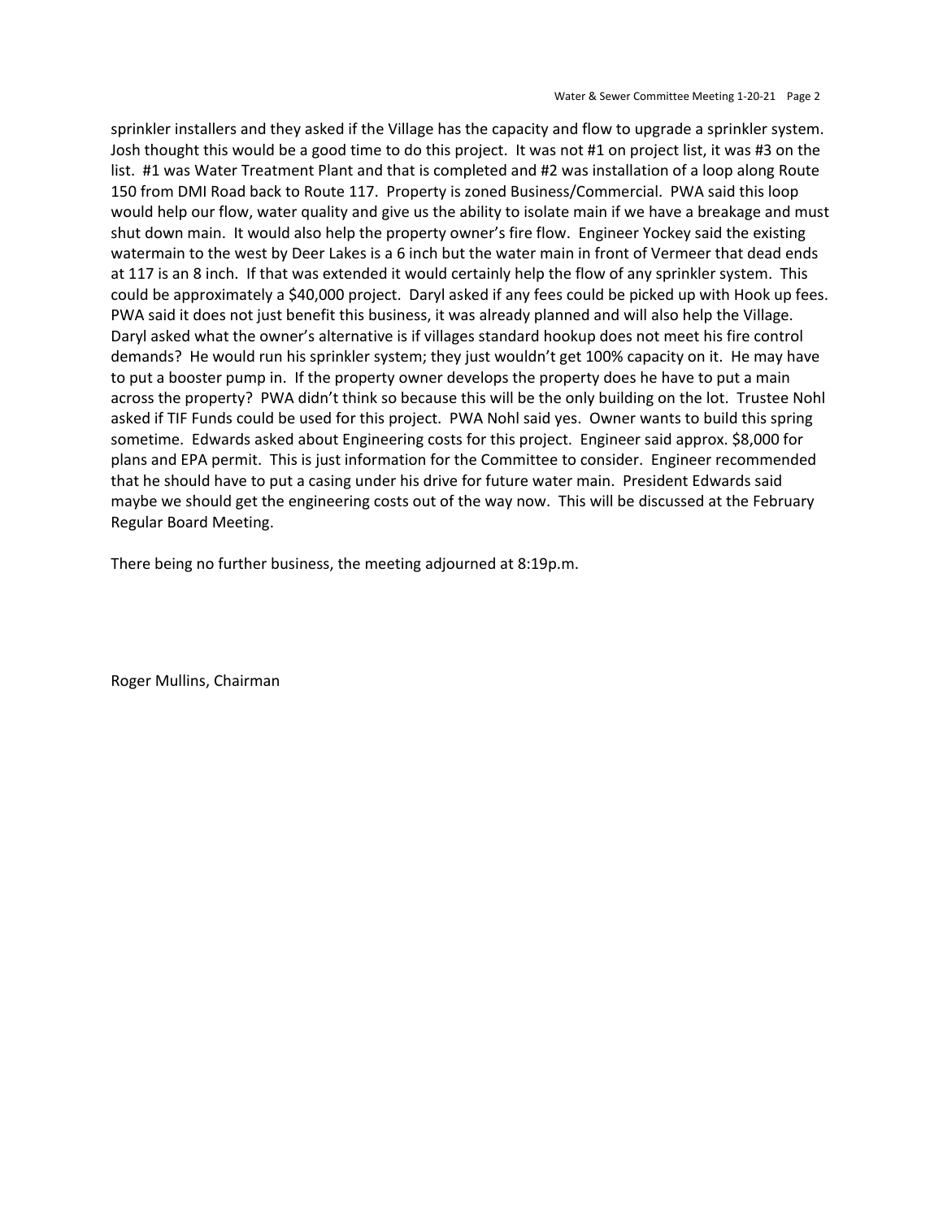sprinkler installers and they asked if the Village has the capacity and flow to upgrade a sprinkler system. Josh thought this would be a good time to do this project. It was not #1 on project list, it was #3 on the list. #1 was Water Treatment Plant and that is completed and #2 was installation of a loop along Route 150 from DMI Road back to Route 117. Property is zoned Business/Commercial. PWA said this loop would help our flow, water quality and give us the ability to isolate main if we have a breakage and must shut down main. It would also help the property owner's fire flow. Engineer Yockey said the existing watermain to the west by Deer Lakes is a 6 inch but the water main in front of Vermeer that dead ends at 117 is an 8 inch. If that was extended it would certainly help the flow of any sprinkler system. This could be approximately a $40,000 project. Daryl asked if any fees could be picked up with Hook up fees. PWA said it does not just benefit this business, it was already planned and will also help the Village. Daryl asked what the owner's alternative is if villages standard hookup does not meet his fire control demands? He would run his sprinkler system; they just wouldn't get 100% capacity on it. He may have to put a booster pump in. If the property owner develops the property does he have to put a main across the property? PWA didn't think so because this will be the only building on the lot. Trustee Nohl asked if TIF Funds could be used for this project. PWA Nohl said yes. Owner wants to build this spring sometime. Edwards asked about Engineering costs for this project. Engineer said approx. $8,000 for plans and EPA permit. This is just information for the Committee to consider. Engineer recommended that he should have to put a casing under his drive for future water main. President Edwards said maybe we should get the engineering costs out of the way now. This will be discussed at the February Regular Board Meeting.

There being no further business, the meeting adjourned at 8:19p.m.

Roger Mullins, Chairman